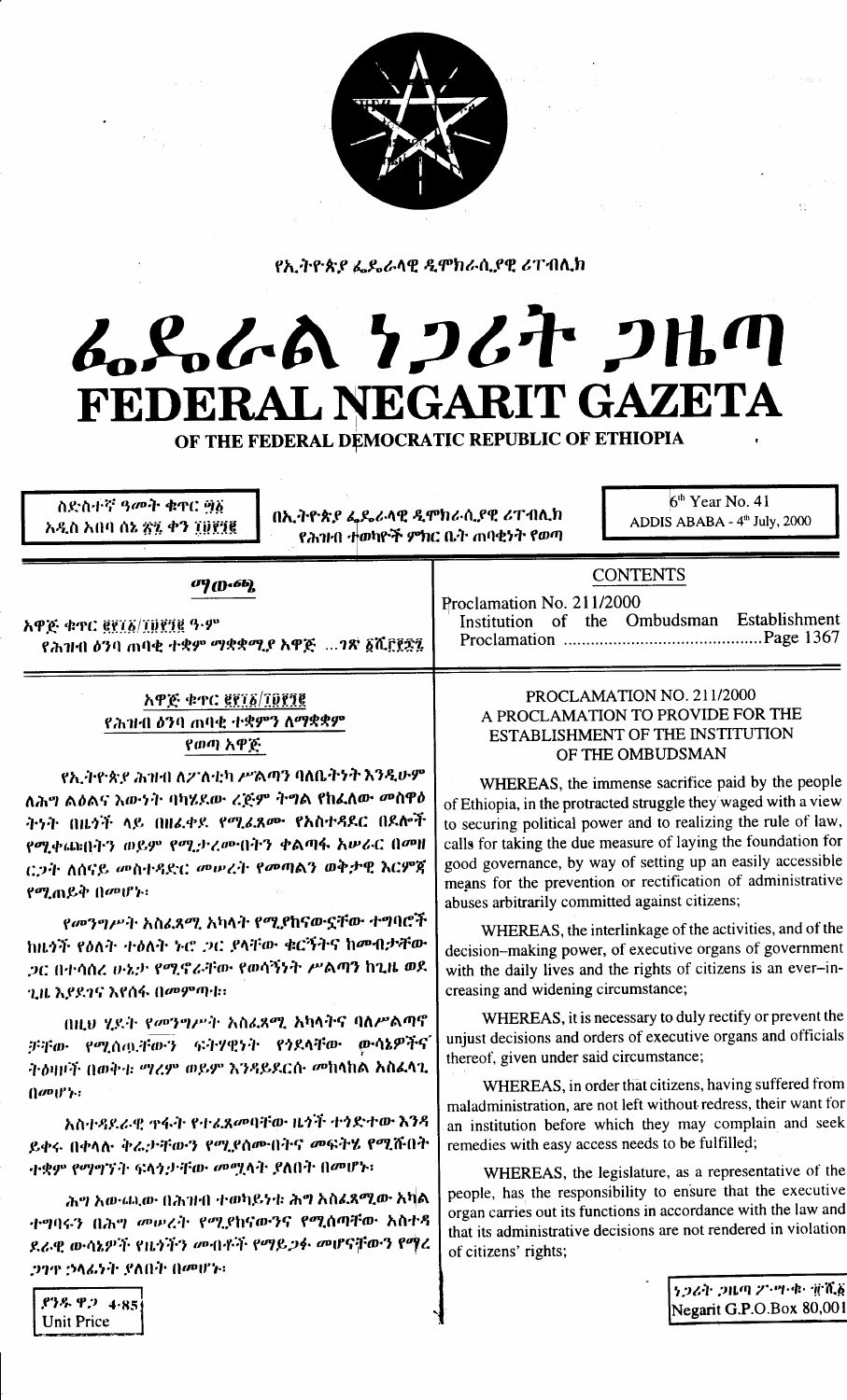የኢትዮጵያ ፌዴራላዊ ዲሞክራሲያዊ ሪፐብሊክ

# ፌዴራል ነጋሪት ጋዜጣ
# FEDERAL NEGARIT GAZETA
## OF THE FEDERAL DEMOCRATIC REPUBLIC OF ETHIOPIA

ስድስተኛ ዓመት ቁጥር ፵፩
አዲስ አበባ ሰኔ ፳፯ ቀን ፲፱፻፺፪

በኢትዮጵያ ፌዴራላዊ ዲሞክራሲያዊ ሪፐብሊክ
የሕዝብ ተወካዮች ምክር ቤት ጠባቂነት የወጣ

6th Year No. 41
ADDIS ABABA - 4th July, 2000

**ማውጫ**

አዋጅ ቁጥር ፪፻፲፩/፲፱፻፺፪ ዓ·ም
የሕዝብ ዕንባ ጠባቂ ተቋም ማቋቋሚያ አዋጅ ...ገጽ ፩ሺ፫፻፷፯

**CONTENTS**

Proclamation No. 211/2000
Institution of the Ombudsman Establishment Proclamation ...........................................Page 1367

**አዋጅ ቁጥር ፪፻፲፩/፲፱፻፺፪**
**የሕዝብ ዕንባ ጠባቂ ተቋምን ለማቋቋም**
**የወጣ አዋጅ**

የኢትዮጵያ ሕዝብ ለፖለቲካ ሥልጣን ባለቤትነት እንዲሁም ለሕግ ልዕልና እውንነት ባካሄደው ረጅም ትግል የከፈለው መስዋዕትነት በዜጎች ላይ በዘፈቀደ የሚፈጸሙ የአስተዳደር በደሎች የሚቀጪበትን ወይም የሚታረሙበትን ቀልጣፋ አሠራር በመዘርጋት ለሰናይ መስተዳድር መሠረት የመጣልን ወቅታዊ እርምጃ የሚጠይቅ በመሆኑ፣

የመንግሥት አስፈጻሚ አካላት የሚያከናውኗቸው ተግባሮች ከዜጎች የዕለት ተዕለት ኑሮ ጋር ያላቸው ቁርኝትና ከመብታቸው ጋር በተሳሰረ ሁኔታ የሚኖራቸው የወሳኝነት ሥልጣን ከጊዜ ወደ ጊዜ እያደገና እየሰፋ በመምጣቱ፣

በዚህ ሂደት የመንግሥት አስፈጻሚ አካላትና ባለሥልጣኖቻቸው የሚሰጧቸውን ፍትሃዊነት የጎደላቸው ውሳኔዎችና ትዕዛዞች በወቅቱ ማረም ወይም እንዳይደርሱ መከላከል አስፈላጊ በመሆኑ፣

አስተዳደራዊ ጥፋት የተፈጸመባቸው ዜጎች ተጎድተው እንዳይቀሩ በቀላሉ ቅሬታቸውን የሚያሰሙበትና መፍትሄ የሚሹበት ተቋም የማግኘት ፍላጎታቸው መሟላት ያለበት በመሆኑ፣

ሕግ አውጪው በሕዝብ ተወካይነቱ ሕግ አስፈጻሚው አካል ተግባሩን በሕግ መሠረት የሚያከናውንና የሚሰጣቸው አስተዳደራዊ ውሳኔዎች የዜጎችን መብቶች የማይጋፉ መሆናቸውን የማረጋገጥ ኃላፊነት ያለበት በመሆኑ፣

**PROCLAMATION NO. 211/2000**
**A PROCLAMATION TO PROVIDE FOR THE ESTABLISHMENT OF THE INSTITUTION OF THE OMBUDSMAN**

WHEREAS, the immense sacrifice paid by the people of Ethiopia, in the protracted struggle they waged with a view to securing political power and to realizing the rule of law, calls for taking the due measure of laying the foundation for good governance, by way of setting up an easily accessible means for the prevention or rectification of administrative abuses arbitrarily committed against citizens;

WHEREAS, the interlinkage of the activities, and of the decision-making power, of executive organs of government with the daily lives and the rights of citizens is an ever-increasing and widening circumstance;

WHEREAS, it is necessary to duly rectify or prevent the unjust decisions and orders of executive organs and officials thereof, given under said circumstance;

WHEREAS, in order that citizens, having suffered from maladministration, are not left without redress, their want for an institution before which they may complain and seek remedies with easy access needs to be fulfilled;

WHEREAS, the legislature, as a representative of the people, has the responsibility to ensure that the executive organ carries out its functions in accordance with the law and that its administrative decisions are not rendered in violation of citizens' rights;

ያንዱ ዋጋ 4·85
Unit Price

ነጋሪት ጋዜጣ ፖ·ሣ·ቁ· ፹ሺ፩
Negarit G.P.O.Box 80,001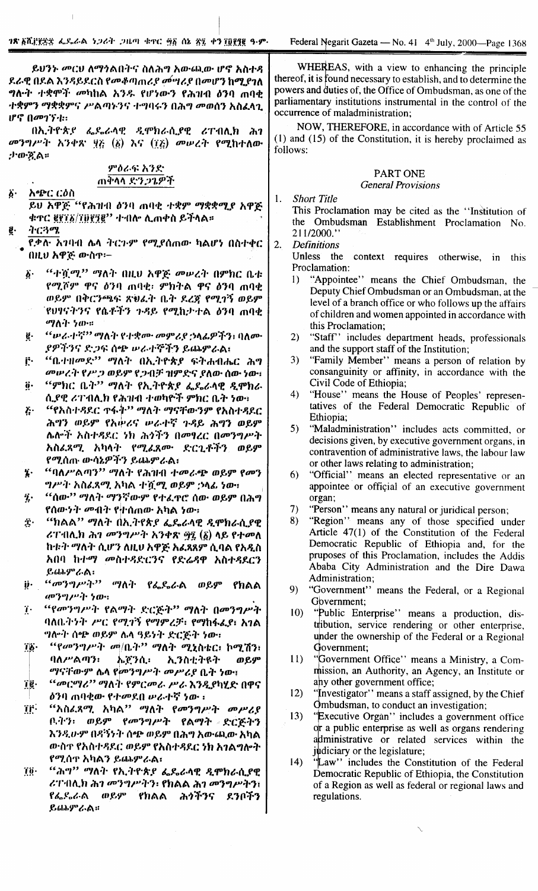ይህንኑ መርህ ለማጎልበትና ስለሕግ አውጪው ሆኖ አስተዳደራዊ በደል እንዳይደርስ የመቆጣጠሪያ መሣሪያ በመሆን ከሚያገለግሉት ተቋሞች መካከል አንዱ የሆነውን የሕዝብ ዕንባ ጠባቂ ተቋምን ማቋቋምና ሥልጣኑንና ተግባሩን በሕግ መወሰን አስፈላጊ ሆኖ በመገኘቱ፣

በኢትዮጵያ ፌዴራላዊ ዲሞክራሲያዊ ሪፐብሊክ ሕገ መንግሥት አንቀጽ ፶፭ (፩) እና (፲፭) መሠረት የሚከተለው ታውጇል።

## ምዕራፍ አንድ
### ጠቅላላ ድንጋጌዎች

፩· **አጭር ርዕስ**
ይህ አዋጅ "የሕዝብ ዕንባ ጠባቂ ተቋም ማቋቋሚያ አዋጅ ቁጥር ፪፻፲፩/፲፱፻፺፪" ተብሎ ሊጠቀስ ይችላል።

፪· **ትርጓሜ**
የቃሉ አገባብ ሌላ ትርጉም የሚያሰጠው ካልሆነ በስተቀር በዚህ አዋጅ ውስጥ፦

፩· "ተሿሚ" ማለት በዚህ አዋጅ መሠረት በምክር ቤቱ የሚሾም ዋና ዕንባ ጠባቂ፣ ምክትል ዋና ዕንባ ጠባቂ ወይም በቅርንጫፍ ጽህፈት ቤት ደረጃ የሚገኝ ወይም የህፃናትንና የሴቶችን ጉዳይ የሚከታተል ዕንባ ጠባቂ ማለት ነው።

፪· "ሠራተኛ" ማለት የተቋሙ መምሪያ ኃላፊዎችን፣ ባለሙያዎችንና ድጋፍ ሰጭ ሠራተኞችን ይጨምራል፤

፫· "ቤተዘመድ" ማለት በኢትዮጵያ ፍትሐብሔር ሕግ መሠረት የሥጋ ወይም የጋብቻ ዝምድና ያለው ሰው ነው፤

፬· "ምክር ቤት" ማለት የኢትዮጵያ ፌዴራላዊ ዲሞክራሲያዊ ሪፐብሊክ የሕዝብ ተወካዮች ምክር ቤት ነው፤

፭· "የአስተዳደር ጥፋት" ማለት ማናቸውንም የአስተዳደር ሕግን ወይም የአሠሪና ሠራተኛ ጉዳይ ሕግን ወይም ሌሎች አስተዳደር ነክ ሕጎችን በመጣረር በመንግሥት አስፈጻሚ አካላት የሚፈጸሙ ድርጊቶችን ወይም የሚሰጡ ውሳኔዎችን ይጨምራል፤

፮· "ባለሥልጣን" ማለት የሕዝብ ተመራጭ ወይም የመንግሥት አስፈጻሚ አካል ተሿሚ ወይም ኃላፊ ነው፤

፯· "ሰው" ማለት ማንኛውም የተፈጥሮ ሰው ወይም በሕግ የሰውነት መብት የተሰጠው አካል ነው፤

፰· "ክልል" ማለት በኢትዮጵያ ፌዴራላዊ ዲሞክራሲያዊ ሪፐብሊክ ሕገ መንግሥት አንቀጽ ፵፯ (፩) ላይ የተመለከቱት ማለት ሲሆን ለዚህ አዋጅ አፈጻጸም ሲባል የአዲስ አበባ ከተማ መስተዳደርንና የድሬዳዋ አስተዳደርን ይጨምራል፤

፱· "መንግሥት" ማለት የፌዴራል ወይም የክልል መንግሥት ነው፤

፲· "የመንግሥት የልማት ድርጅት" ማለት በመንግሥት ባለቤትነት ሥር የሚገኝ የማምረቻ፣ የማከፋፈያ፣ አገልግሎት ሰጭ ወይም ሌላ ዓይነት ድርጅት ነው፤

፲፩· "የመንግሥት መ/ቤት" ማለት ሚኒስቴር፣ ኮሚሽን፣ ባለሥልጣን፣ ኤጀንሲ፣ ኢንስቲትዩት ወይም ማናቸውም ሌላ የመንግሥት መሥሪያ ቤት ነው፤

፲፪· "መርማሪ" ማለት የምርመራ ሥራ እንዲያካሂድ በዋና ዕንባ ጠባቂው የተመደበ ሠራተኛ ነው ፤

፲፫· "አስፈጻሚ አካል" ማለት የመንግሥት መሥሪያ ቤትን፣ ወይም የመንግሥት የልማት ድርጅትን እንዲሁም በዳኝነት ሰጭ ወይም በሕግ አውጪው አካል ውስጥ የአስተዳደር ወይም የአስተዳደር ነክ አገልግሎት የሚሰጥ አካልን ይጨምራል፤

፲፬· "ሕግ" ማለት የኢትዮጵያ ፌዴራላዊ ዲሞክራሲያዊ ሪፐብሊክ ሕገ መንግሥትን፣ የክልል ሕገ መንግሥትን፣ የፌዴራል ወይም የክልል ሕጎችንና ደንቦችን ይጨምራል።

WHEREAS, with a view to enhancing the principle thereof, it is found necessary to establish, and to determine the powers and duties of, the Office of Ombudsman, as one of the parliamentary institutions instrumental in the control of the occurrence of maladministration;

NOW, THEREFORE, in accordance with Article 55 (1) and (15) of the Constitution, it is hereby proclaimed as follows:

## PART ONE
### General Provisions

1. *Short Title*
This Proclamation may be cited as the "Institution of the Ombudsman Establishment Proclamation No. 211/2000."

2. *Definitions*
Unless the context requires otherwise, in this Proclamation:

1) "Appointee" means the Chief Ombudsman, the Deputy Chief Ombudsman or an Ombudsman, at the level of a branch office or who follows up the affairs of children and women appointed in accordance with this Proclamation;
2) "Staff" includes department heads, professionals and the support staff of the Institution;
3) "Family Member" means a person of relation by consanguinity or affinity, in accordance with the Civil Code of Ethiopia;
4) "House" means the House of Peoples' representatives of the Federal Democratic Republic of Ethiopia;
5) "Maladministration" includes acts committed, or decisions given, by executive government organs, in contravention of administrative laws, the labour law or other laws relating to administration;
6) "Official" means an elected representative or an appointee or official of an executive government organ;
7) "Person" means any natural or juridical person;
8) "Region" means any of those specified under Article 47(1) of the Constitution of the Federal Democratic Republic of Ethiopia and, for the pruposes of this Proclamation, includes the Addis Ababa City Administration and the Dire Dawa Administration;
9) "Government" means the Federal, or a Regional Government;
10) "Public Enterprise" means a production, distribution, service rendering or other enterprise, under the ownership of the Federal or a Regional Government;
11) "Government Office" means a Ministry, a Commission, an Authority, an Agency, an Institute or any other government office;
12) "Investigator" means a staff assigned, by the Chief Ombudsman, to conduct an investigation;
13) "Executive Organ" includes a government office or a public enterprise as well as organs rendering administrative or related services within the judiciary or the legislature;
14) "Law" includes the Constitution of the Federal Democratic Republic of Ethiopia, the Constitution of a Region as well as federal or regional laws and regulations.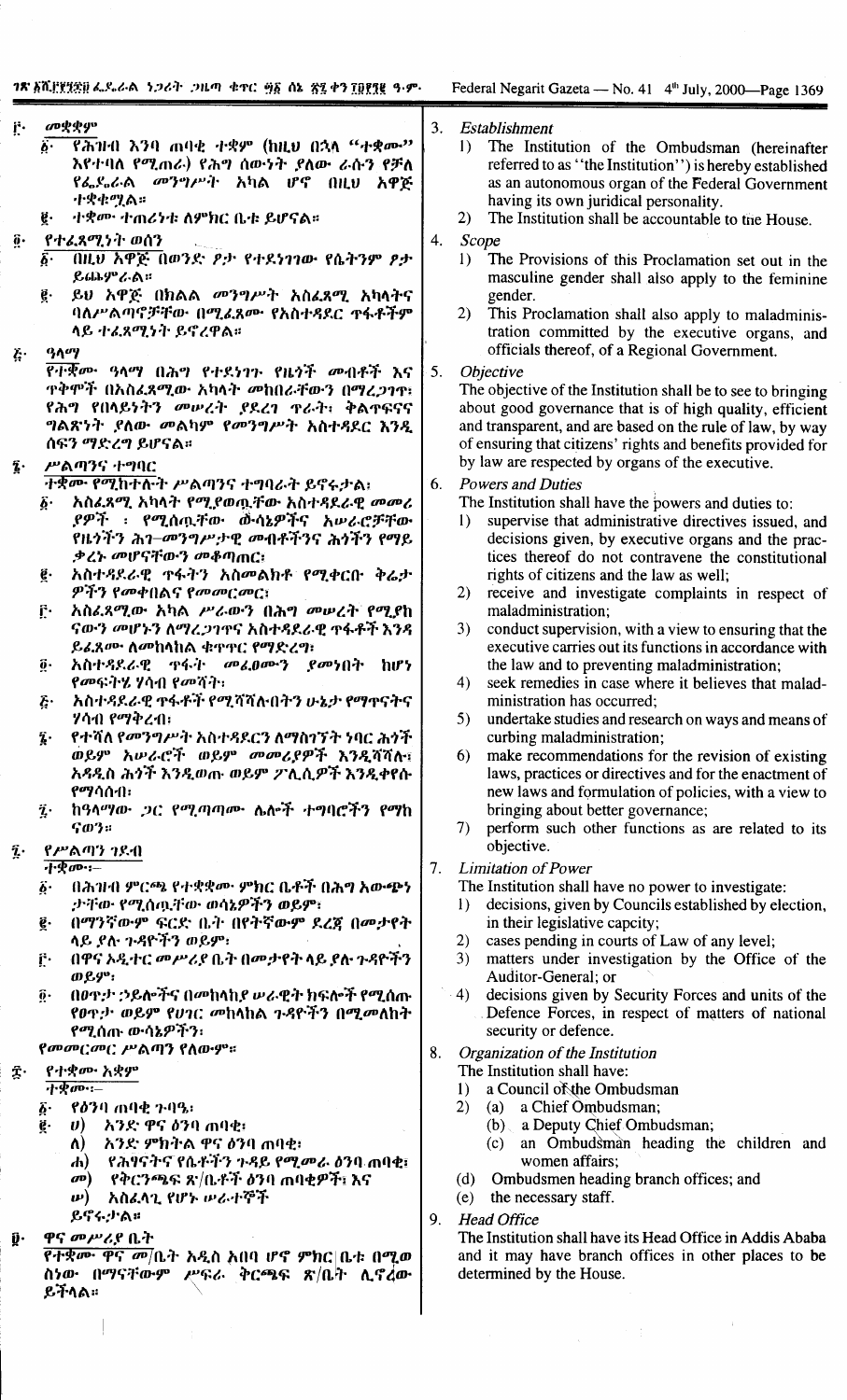፫· መቋቋም

፩· የሕዝብ እንባ ጠባቂ ተቋም (ከዚህ በኋላ "ተቋሙ" እየተባለ የሚጠራ) የሕግ ሰውነት ያለው ራሱን የቻለ የፌዴራል መንግሥት አካል ሆኖ በዚህ አዋጅ ተቋቁሟል።

፪· ተቋሙ ተጠሪነቱ ለምክር ቤቱ ይሆናል።

፬· የተፈጻሚነት ወሰን

፩· በዚህ አዋጅ በወንድ ፆታ የተደነገገው የሴትንም ፆታ ይጨምራል።

፪· ይህ አዋጅ በክልል መንግሥት አስፈጻሚ አካላትና ባለሥልጣኖቻቸው በሚፈጸሙ የአስተዳደር ጥፋቶችም ላይ ተፈጻሚነት ይኖረዋል።

፭· ዓላማ

የተቋሙ ዓላማ በሕግ የተደነገጉ የዜጎች መብቶች እና ጥቅሞች በአስፈጻሚው አካላት መከበራቸውን በማረጋገጥ፣ የሕግ የበላይነትን መሠረት ያደረገ ጥራት፣ ቅልጥፍናና ግልጽነት ያለው መልካም የመንግሥት አስተዳደር እንዲሰፍን ማድረግ ይሆናል።

፮· ሥልጣንና ተግባር

ተቋሙ የሚከተሉት ሥልጣንና ተግባራት ይኖሩታል፤

፩· አስፈጻሚ አካላት የሚያወጧቸው አስተዳደራዊ መመሪያዎች ፡ የሚሰጧቸው ውሳኔዎችና አሠራሮቻቸው የዜጎችን ሕገ-መንግሥታዊ መብቶችንና ሕጎችን የማይቃረኑ መሆናቸውን መቆጣጠር፣

፪· አስተዳደራዊ ጥፋትን አስመልክቶ የሚቀርቡ ቅሬታዎችን የመቀበልና የመመርመር፣

፫· አስፈጻሚው አካል ሥራውን በሕግ መሠረት የሚያከናውን መሆኑን ለማረጋገጥና አስተዳደራዊ ጥፋቶች እንዳይፈጸሙ ለመከላከል ቁጥጥር የማድረግ፣

፬· አስተዳደራዊ ጥፋት መፈፀሙን ያመነበት ከሆነ የመፍትሔ ሃሳብ የመሻት፣

፭· አስተዳደራዊ ጥፋቶች የሚሻሻሉበትን ሁኔታ የማጥናትና ሃሳብ የማቅረብ፣

፮· የተሻለ የመንግሥት አስተዳደርን ለማስገኘት ነባር ሕጎች ወይም አሠራሮች ወይም መመሪያዎች እንዲሻሻሉ፣ አዳዲስ ሕጎች እንዲወጡ ወይም ፖሊሲዎች እንዲቀየሱ የማሳሰብ፣

፯· ከዓላማው ጋር የሚጣጣሙ ሌሎች ተግባሮችን የማከናወን።

፯· የሥልጣን ገደብ

ተቋሙ፦

፩· በሕዝብ ምርጫ የተቋቋሙ ምክር ቤቶች በሕግ አውጭነታቸው የሚሰጧቸው ውሳኔዎችን ወይም፣

፪· በማንኛውም ፍርድ ቤት በየትኛውም ደረጃ በመታየት ላይ ያሉ ጉዳዮችን ወይም፣

፫· በዋና ኦዲተር መሥሪያ ቤት በመታየት ላይ ያሉ ጉዳዮችን ወይም፣

፬· በፀጥታ ኃይሎችና በመከላከያ ሠራዊት ክፍሎች የሚሰጡ የፀጥታ ወይም የሀገር መከላከል ጉዳዮችን በሚመለከት የሚሰጡ ውሳኔዎችን፣

የመመርመር ሥልጣን የለውም።

፰· የተቋሙ አቋም

ተቋሙ፦

፩· የዕንባ ጠባቂ ጉባዔ፣

፪· ሀ) አንድ ዋና ዕንባ ጠባቂ፣

ለ) አንድ ምክትል ዋና ዕንባ ጠባቂ፣

ሐ) የሕፃናትና የሴቶችን ጉዳይ የሚመራ ዕንባ ጠባቂ፣

መ) የቅርንጫፍ ጽ/ቤቶች ዕንባ ጠባቂዎች፣ እና

ሠ) አስፈላጊ የሆኑ ሠራተኞች

ይኖሩታል።

፱· ዋና መሥሪያ ቤት

የተቋሙ ዋና መ/ቤት አዲስ አበባ ሆኖ ምክር ቤቱ በሚወስነው በማናቸውም ሥፍራ ቅርንጫፍ ጽ/ቤት ሊኖረው ይችላል።

3. *Establishment*

1) The Institution of the Ombudsman (hereinafter referred to as "the Institution") is hereby established as an autonomous organ of the Federal Government having its own juridical personality.

2) The Institution shall be accountable to tne House.

4. *Scope*

1) The Provisions of this Proclamation set out in the masculine gender shall also apply to the feminine gender.

2) This Proclamation shall also apply to maladministration committed by the executive organs, and officials thereof, of a Regional Government.

5. *Objective*

The objective of the Institution shall be to see to bringing about good governance that is of high quality, efficient and transparent, and are based on the rule of law, by way of ensuring that citizens' rights and benefits provided for by law are respected by organs of the executive.

6. *Powers and Duties*

The Institution shall have the powers and duties to:

1) supervise that administrative directives issued, and decisions given, by executive organs and the practices thereof do not contravene the constitutional rights of citizens and the law as well;

2) receive and investigate complaints in respect of maladministration;

3) conduct supervision, with a view to ensuring that the executive carries out its functions in accordance with the law and to preventing maladministration;

4) seek remedies in case where it believes that maladministration has occurred;

5) undertake studies and research on ways and means of curbing maladministration;

6) make recommendations for the revision of existing laws, practices or directives and for the enactment of new laws and formulation of policies, with a view to bringing about better governance;

7) perform such other functions as are related to its objective.

7. *Limitation of Power*

The Institution shall have no power to investigate:

1) decisions, given by Councils established by election, in their legislative capcity;

2) cases pending in courts of Law of any level;

3) matters under investigation by the Office of the Auditor-General; or

4) decisions given by Security Forces and units of the Defence Forces, in respect of matters of national security or defence.

8. *Organization of the Institution*

The Institution shall have:

1) a Council of the Ombudsman

2) (a) a Chief Ombudsman;

(b) a Deputy Chief Ombudsman;

(c) an Ombudsman heading the children and women affairs;

(d) Ombudsmen heading branch offices; and

(e) the necessary staff.

9. *Head Office*

The Institution shall have its Head Office in Addis Ababa and it may have branch offices in other places to be determined by the House.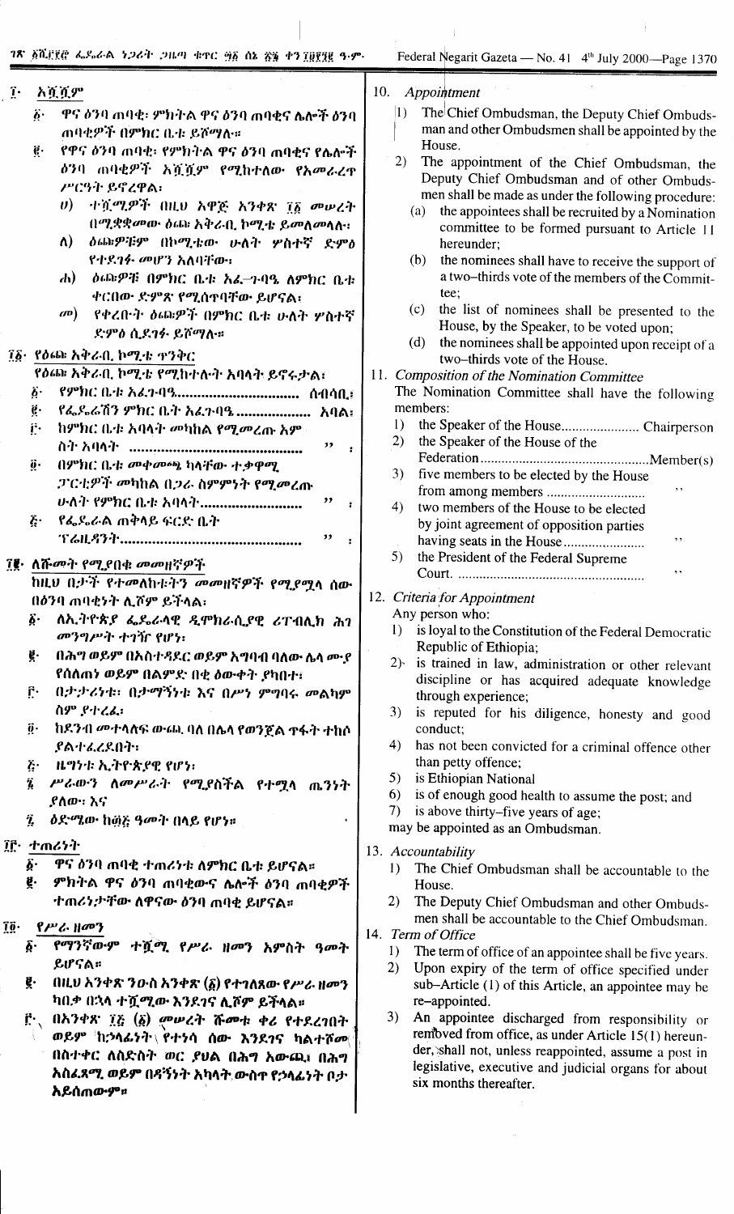## ፲· አሿሿም

፩· ዋና ዕንባ ጠባቂ፡ ምክትል ዋና ዕንባ ጠባቂና ሌሎች ዕንባ ጠባቂዎች በምክር ቤቱ ይሾማሉ።

፪· የዋና ዕንባ ጠባቂ፡ የምክትል ዋና ዕንባ ጠባቂና የሌሎች ዕንባ ጠባቂዎች አሿሿም የሚከተለው የአመራረጥ ሥርዓት ይኖረዋል፤

ሀ) ተሿሚዎች በዚህ አዋጅ አንቀጽ ፲፩ መሠረት በሚቋቋመው ዕጩ አቅራቢ ኮሚቴ ይመለመላሉ፤

ለ) ዕጩዎቹም በኮሚቴው ሁለት ሦስተኛ ድምፅ የተደገፉ መሆን አለባቸው፤

ሐ) ዕጩዎቹ በምክር ቤቱ አፈ-ጉባዔ ለምክር ቤቱ ቀርበው ድምጽ የሚሰጥባቸው ይሆናል፤

መ) የቀረቡት ዕጩዎች በምክር ቤቱ ሁለት ሦስተኛ ድምፅ ሲደገፉ ይሾማሉ።

## ፲፩· የዕጩ አቅራቢ ኮሚቴ ጥንቅር

የዕጩ አቅራቢ ኮሚቴ የሚከተሉት አባላት ይኖሩታል፤

፩· የምክር ቤቱ አፈ-ጉባዔ.............................. ሰብሳቢ፤

፪· የፌዴሬሽን ምክር ቤት አፈ-ጉባዔ ................... አባል፤

፫· ከምክር ቤቱ አባላት መካከል የሚመረጡ አምስት አባላት ........................................... ›› ፤

፬· በምክር ቤቱ መቀመጫ ካላቸው ተቃዋሚ ፓርቲዎች መካከል በጋራ ስምምነት የሚመረጡ ሁለት የምክር ቤቱ አባላት........................... ›› ፤

፭· የፌዴራል ጠቅላይ ፍርድ ቤት ፕሬዚዳንት.............................................. ›› ፤

## ፲፪· ለሹመት የሚያበቁ መመዘኛዎች

ከዚህ በታች የተመለከቱትን መመዘኛዎች የሚያሟላ ሰው በዕንባ ጠባቂነት ሊሾም ይችላል፤

፩· ለኢትዮጵያ ፌዴራላዊ ዲሞክራሲያዊ ሪፐብሊክ ሕገ መንግሥት ተገዥ የሆነ፤

፪· በሕግ ወይም በአስተዳደር ወይም አግባብ ባለው ሌላ ሙያ የሰለጠነ ወይም በልምድ በቂ ዕውቀት ያካበተ፤

፫· በታታሪነቱ፡ በታማኝነቱ እና በሥነ ምግባሩ መልካም ስም ያተረፈ፤

፬· ከደንብ መተላለፍ ውጪ ባለ በሌላ የወንጀል ጥፋት ተከሶ ያልተፈረደበት፤

፭· ዜግነቱ ኢትዮጵያዊ የሆነ፤

፮· ሥራውን ለመሥራት የሚያስችል የተሟላ ጤንነት ያለው፡ እና

፯· ዕድሜው ከ፴፭ ዓመት በላይ የሆነ።

## ፲፫· ተጠሪነት

፩· ዋና ዕንባ ጠባቂ ተጠሪነቱ ለምክር ቤቱ ይሆናል።

፪· ምክትል ዋና ዕንባ ጠባቂውና ሌሎች ዕንባ ጠባቂዎች ተጠሪነታቸው ለዋናው ዕንባ ጠባቂ ይሆናል።

## ፲፬· የሥራ ዘመን

፩· የማንኛውም ተሿሚ የሥራ ዘመን አምስት ዓመት ይሆናል።

፪· በዚህ አንቀጽ ንዑስ አንቀጽ (፩) የተገለጸው የሥራ ዘመን ካበቃ በኋላ ተሿሚው እንደገና ሊሾም ይችላል።

፫· በአንቀጽ ፲፭ (፩) መሠረት ሹመቱ ቀሪ የተደረገበት ወይም ከኃላፊነት የተነሳ ሰው እንደገና ካልተሾመ በስተቀር ለስድስት ወር ያህል በሕግ አውጪ፤ በሕግ አስፈጻሚ ወይም በዳኝነት አካላት ውስጥ የኃላፊነት ቦታ አይሰጠውም።

## 10. Appointment

1) The Chief Ombudsman, the Deputy Chief Ombudsman and other Ombudsmen shall be appointed by the House.

2) The appointment of the Chief Ombudsman, the Deputy Chief Ombudsman and of other Ombudsmen shall be made as under the following procedure:

(a) the appointees shall be recruited by a Nomination committee to be formed pursuant to Article 11 hereunder;

(b) the nominees shall have to receive the support of a two–thirds vote of the members of the Committee;

(c) the list of nominees shall be presented to the House, by the Speaker, to be voted upon;

(d) the nominees shall be appointed upon receipt of a two–thirds vote of the House.

## 11. Composition of the Nomination Committee

The Nomination Committee shall have the following members:

1) the Speaker of the House...................... Chairperson

2) the Speaker of the House of the Federation................................................Member(s)

3) five members to be elected by the House from among members ............................ ''

4) two members of the House to be elected by joint agreement of opposition parties having seats in the House....................... ''

5) the President of the Federal Supreme Court. .................................................... ''

## 12. Criteria for Appointment

Any person who:

1) is loyal to the Constitution of the Federal Democratic Republic of Ethiopia;

2) is trained in law, administration or other relevant discipline or has acquired adequate knowledge through experience;

3) is reputed for his diligence, honesty and good conduct;

4) has not been convicted for a criminal offence other than petty offence;

5) is Ethiopian National

6) is of enough good health to assume the post; and

7) is above thirty–five years of age;

may be appointed as an Ombudsman.

## 13. Accountability

1) The Chief Ombudsman shall be accountable to the House.

2) The Deputy Chief Ombudsman and other Ombudsmen shall be accountable to the Chief Ombudsman.

## 14. Term of Office

1) The term of office of an appointee shall be five years.

2) Upon expiry of the term of office specified under sub–Article (1) of this Article, an appointee may be re–appointed.

3) An appointee discharged from responsibility or removed from office, as under Article 15(1) hereunder, shall not, unless reappointed, assume a post in legislative, executive and judicial organs for about six months thereafter.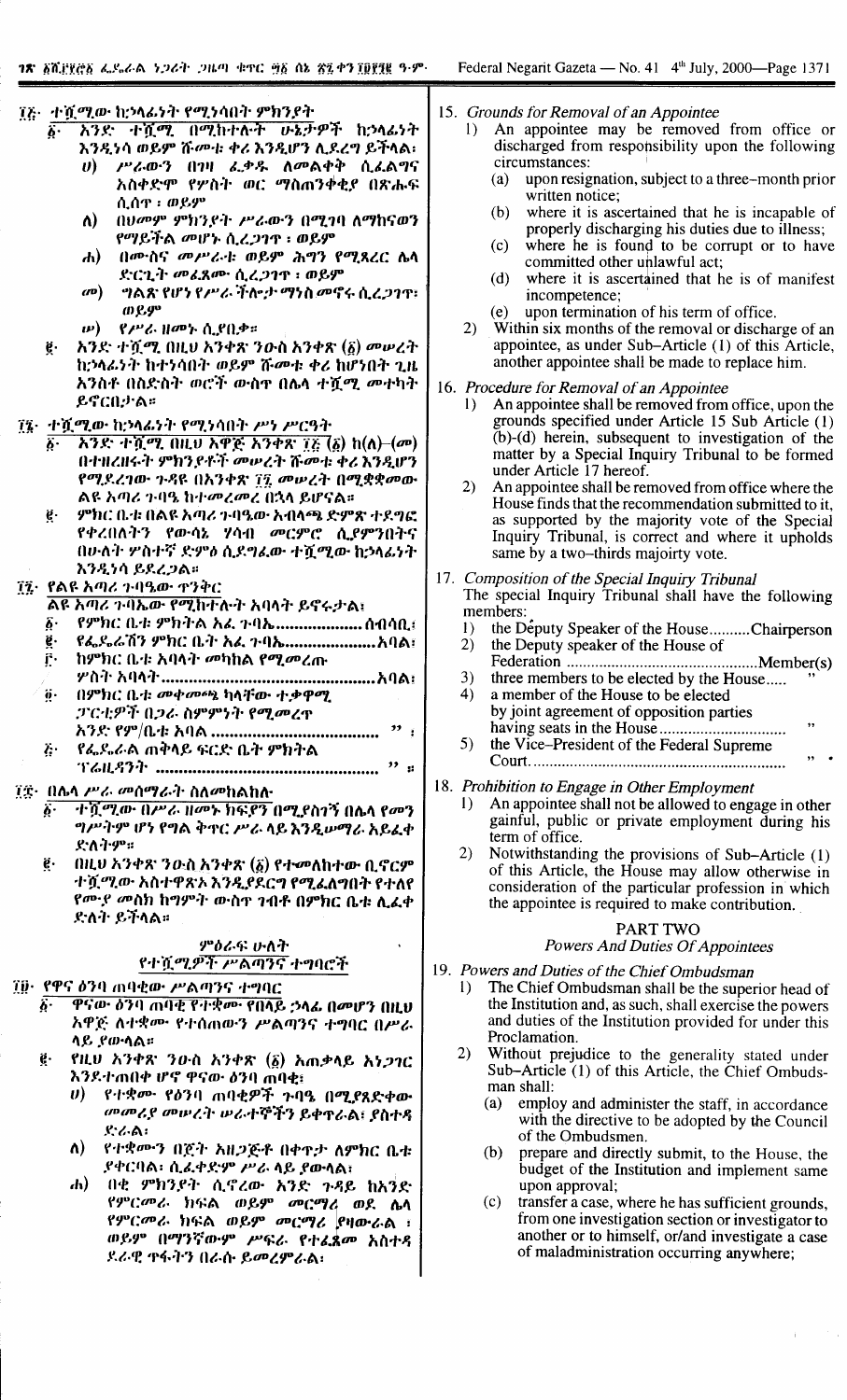፲፭· ተሿሚው ከኃላፊነት የሚነሳበት ምክንያት

፩· አንድ ተሿሚ በሚከተሉት ሁኔታዎች ከኃላፊነት እንዲነሳ ወይም ሹመቱ ቀሪ እንዲሆን ሊደረግ ይችላል፡

ሀ) ሥራውን በገዛ ፈቃዱ ለመልቀቅ ሲፈልግና አስቀድሞ የሦስት ወር ማስጠንቀቂያ በጽሑፍ ሲሰጥ ፣ ወይም

ለ) በሀመም ምክንያት ሥራውን በሚገባ ለማከናወን የማይችል መሆኑ ሲረጋገጥ ፣ ወይም

ሐ) በሙስና መሥራቱ ወይም ሕግን የሚጻረር ሌላ ድርጊት መፈጸሙ ሲረጋገጥ ፣ ወይም

መ) ግልጽ የሆነ የሥራ ችሎታ ማነስ መኖሩ ሲረጋገጥ፣ ወይም

ሠ) የሥራ ዘመኑ ሲያበቃ።

፪· አንድ ተሿሚ በዚህ አንቀጽ ንዑስ አንቀጽ (፩) መሠረት ከኃላፊነት ከተነሳበት ወይም ሹመቱ ቀሪ ከሆነበት ጊዜ አንስቶ በስድስት ወሮች ውስጥ በሌላ ተሿሚ መተካት ይኖርበታል።

፲፮· ተሿሚው ከኃላፊነት የሚነሳበት ሥነ ሥርዓት

፩· አንድ ተሿሚ በዚህ አዋጅ አንቀጽ ፲፭ (፩) ከ(ለ)-(መ) በተዘረዘሩት ምክንያቶች መሠረት ሹመቱ ቀሪ እንዲሆን የሚያደረገው ጉዳዩ በአንቀጽ ፲፯ መሠረት በሚቋቋመው ልዩ አጣሪ ጉባዔ ከተመረመረ በኋላ ይሆናል።

፪· ምክር ቤቱ በልዩ አጣሪ ጉባዔው አብላጫ ድምጽ ተደግፎ የቀረበለትን የውሳኔ ሃሳብ መርምሮ ሲያምንበትና በሁለት ሦስተኛ ድምፅ ሲያጸድቀው ተሿሚው ከኃላፊነት እንዲነሳ ይደረጋል።

፲፯· የልዩ አጣሪ ጉባዔው ጥንቅር

ልዩ አጣሪ ጉባዔው የሚከተሉት አባላት ይኖሩታል፤

፩· የምክር ቤቱ ምክትል አፈ ጉባኤ.................... ሰብሳቢ፤

፪· የፌዴሬሽን ምክር ቤት አፈ ጉባኤ.................... አባል፤

፫· ከምክር ቤቱ አባላት መካከል የሚመረጡ ሦስት አባላት............................................... አባል፤

፬· በምክር ቤቱ መቀመጫ ካላቸው ተቃዋሚ ፓርቲዎች በጋራ ስምምነት የሚመረጥ አንድ የም/ቤቱ አባል ...................................... " ፤

፭· የፌዴራል ጠቅላይ ፍርድ ቤት ምክትል ፕሬዚዳንት ................................................ " ።

፲፰· በሌላ ሥራ መሰማራት ስለመከልከል

፩· ተሿሚው በሥራ ዘመኑ ክፍያ በሚያስገኝ በሌላ የመንግሥትም ሆነ የግል ቀጥር ሥራ ላይ እንዲሠማራ አይፈቀድለትም።

፪· በዚህ አንቀጽ ንዑስ አንቀጽ (፩) የተመለከተው ቢኖርም ተሿሚው አስተዋጽኦ እንዲያደርግ የሚፈለግበት የተለየ የሙያ መስክ ከግምት ውስጥ ገብቶ በምክር ቤቱ ሊፈቀድለት ይችላል።

## ምዕራፍ ሁለት
### የተሿሚዎች ሥልጣንና ተግባሮች

፲፱· የዋና ዕንባ ጠባቂው ሥልጣንና ተግባር

፩· ዋናው ዕንባ ጠባቂ የተቋሙ የበላይ ኃላፊ በመሆን በዚህ አዋጅ ለተቋሙ የተሰጠውን ሥልጣንና ተግባር በሥራ ላይ ያውላል።

፪· የዚህ አንቀጽ ንዑስ አንቀጽ (፩) አጠቃላይ አነጋገር እንደተጠበቀ ሆኖ ዋናው ዕንባ ጠባቂ፤

ሀ) የተቋሙ የዕንባ ጠባቂዎች ጉባዔ በሚያጸድቀው መመሪያ መሠረት ሠራተኞችን ይቀጥራል፤ ያስተዳድራል፤

ለ) የተቋሙን በጀት አዘጋጅቶ በቀጥታ ለምክር ቤቱ ያቀርባል፤ ሲፈቀድም ሥራ ላይ ያውላል፤

ሐ) በቂ ምክንያት ሲኖረው አንድ ጉዳይ ከአንድ የምርመራ ክፍል ወይም መርማሪ ወደ ሌላ የምርመራ ክፍል ወይም መርማሪ ያዘውራል ፣ ወይም በማንኛውም ሥፍራ የተፈጸመ አስተዳደራዊ ጥፋትን በራሱ ይመረምራል፤

15. *Grounds for Removal of an Appointee*

1) An appointee may be removed from office or discharged from responsibility upon the following circumstances:

(a) upon resignation, subject to a three-month prior written notice;

(b) where it is ascertained that he is incapable of properly discharging his duties due to illness;

(c) where he is found to be corrupt or to have committed other unlawful act;

(d) where it is ascertained that he is of manifest incompetence;

(e) upon termination of his term of office.

2) Within six months of the removal or discharge of an appointee, as under Sub-Article (1) of this Article, another appointee shall be made to replace him.

16. *Procedure for Removal of an Appointee*

1) An appointee shall be removed from office, upon the grounds specified under Article 15 Sub Article (1) (b)-(d) herein, subsequent to investigation of the matter by a Special Inquiry Tribunal to be formed under Article 17 hereof.

2) An appointee shall be removed from office where the House finds that the recommendation submitted to it, as supported by the majority vote of the Special Inquiry Tribunal, is correct and where it upholds same by a two-thirds majority vote.

17. *Composition of the Special Inquiry Tribunal*

The special Inquiry Tribunal shall have the following members:

1) the Deputy Speaker of the House..........Chairperson

2) the Deputy speaker of the House of Federation ...............................................Member(s)

3) three members to be elected by the House..... "

4) a member of the House to be elected by joint agreement of opposition parties having seats in the House............................... "

5) the Vice-President of the Federal Supreme Court.............................................................. " .

18. *Prohibition to Engage in Other Employment*

1) An appointee shall not be allowed to engage in other gainful, public or private employment during his term of office.

2) Notwithstanding the provisions of Sub-Article (1) of this Article, the House may allow otherwise in consideration of the particular profession in which the appointee is required to make contribution.

## PART TWO
### *Powers And Duties Of Appointees*

19. *Powers and Duties of the Chief Ombudsman*

1) The Chief Ombudsman shall be the superior head of the Institution and, as such, shall exercise the powers and duties of the Institution provided for under this Proclamation.

2) Without prejudice to the generality stated under Sub-Article (1) of this Article, the Chief Ombudsman shall:

(a) employ and administer the staff, in accordance with the directive to be adopted by the Council of the Ombudsmen.

(b) prepare and directly submit, to the House, the budget of the Institution and implement same upon approval;

(c) transfer a case, where he has sufficient grounds, from one investigation section or investigator to another or to himself, or/and investigate a case of maladministration occurring anywhere;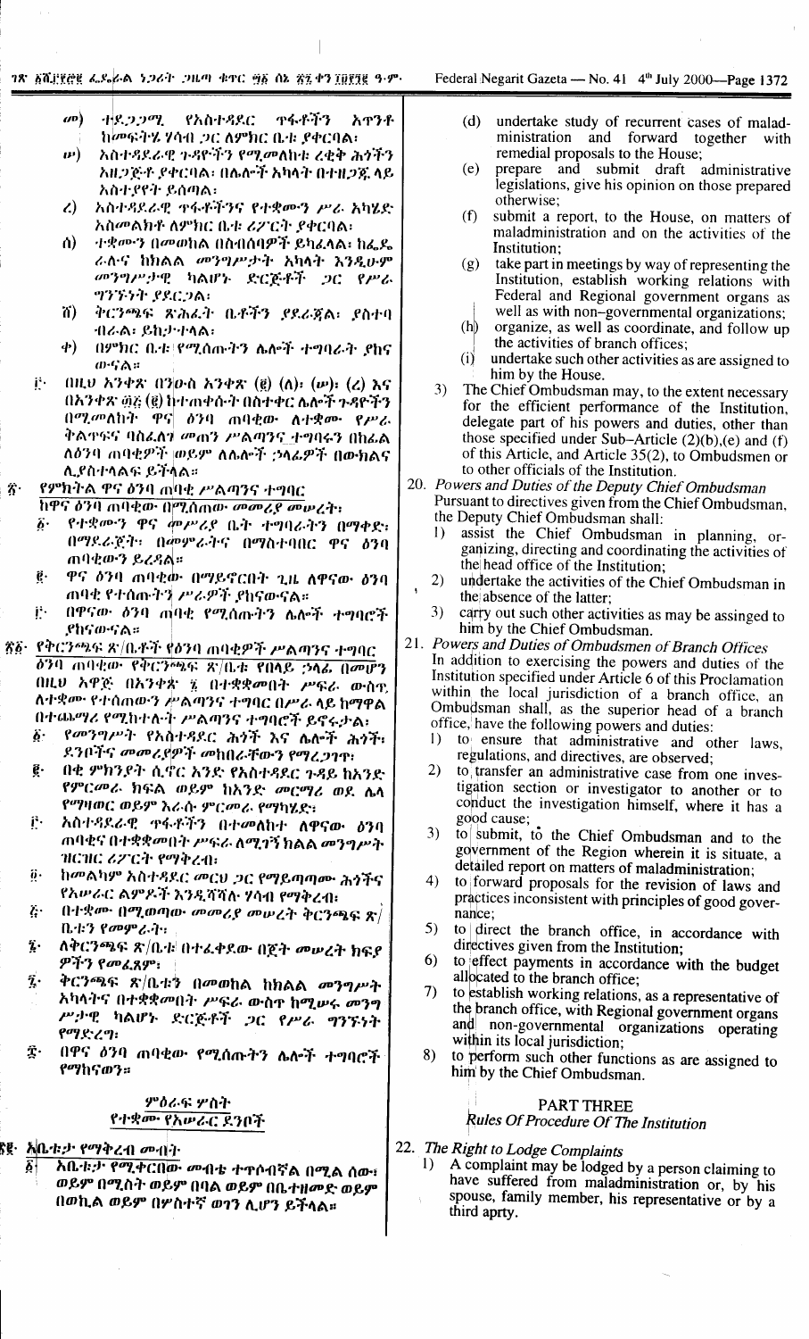መ) ተደጋጋሚ የአስተዳደር ጥፋቶችን አጥንቶ ከመፍትሄ ሃሳብ ጋር ለምክር ቤቱ ያቀርባል፤

ሠ) አስተዳደራዊ ጉዳዮችን የሚመለከቱ ረቂቅ ሕጎችን አዘጋጅቶ ያቀርባል፤ በሌሎች አካላት በተዘጋጁ ላይ አስተያየት ይሰጣል፤

ረ) አስተዳደራዊ ጥፋቶችንና የተቋሙን ሥራ አክሄድ አስመልክቶ ለምክር ቤቱ ሪፖርት ያቀርባል፤

ሰ) ተቋሙን በመወከል በስብሰባዎች ይካፈላል፤ ከፌዴራልና ከክልል መንግሥታት አካላት እንዲሁም መንግሥታዊ ካልሆኑ ድርጅቶች ጋር የሥራ ግንኙነት ያደርጋል፤

ሸ) ቅርንጫፍ ጽሕፈት ቤቶችን ያደራጃል፣ ያስተባብራል፣ ይከታተላል፤

ቀ) በምክር ቤቱ የሚሰጡትን ሌሎች ተግባራት ያከናውናል።

፫· በዚህ አንቀጽ በንዑስ አንቀጽ (፪) (ለ)፣ (ሠ)፣ (ረ) እና በአንቀጽ ፴፭ (፪) ከተጠቀሱት በስተቀር ሌሎች ጉዳዮችን በሚመለከት ዋና ዕንባ ጠባቂው ለተቋሙ የሥራ ቅልጥፍና ባስፈለገ መጠን ሥልጣንና ተግባሩን በከፊል ለዕንባ ጠባቂዎች ወይም ለሌሎች ኃላፊዎች በውክልና ሊያስተላልፍ ይችላል።

፳· የምክትል ዋና ዕንባ ጠባቂ ሥልጣንና ተግባር

ከዋና ዕንባ ጠባቂው በሚሰጠው መመሪያ መሠረት፤

፩· የተቋሙን ዋና መሥሪያ ቤት ተግባራትን በማቀድ፣ በማደራጀት፣ በመምራትና በማስተባበር ዋና ዕንባ ጠባቂውን ይረዳል።

፪· ዋና ዕንባ ጠባቂው በማይኖርበት ጊዜ ለዋናው ዕንባ ጠባቂ የተሰጡትን ሥራዎች ያከናውናል።

፫· በዋናው ዕንባ ጠባቂ የሚሰጡትን ሌሎች ተግባሮች ያከናውናል።

፳፩· የቅርንጫፍ ጽ/ቤቶች የዕንባ ጠባቂዎች ሥልጣንና ተግባር

ዕንባ ጠባቂው የቅርንጫፍ ጽ/ቤቱ የበላይ ኃላፊ በመሆን በዚህ አዋጅ በአንቀጽ ፮ በተቋቋመበት ሥፍራ ውስጥ ለተቋሙ የተሰጠውን ሥልጣንና ተግባር በሥራ ላይ ከማዋል በተጨማሪ የሚከተሉት ሥልጣንና ተግባሮች ይኖሩታል፤

፩· የመንግሥት የአስተዳደር ሕጎች እና ሌሎች ሕጎች፣ ደንቦችና መመሪያዎች መከበራቸውን የማረጋገጥ፤

፪· በቂ ምክንያት ሲኖር አንድ የአስተዳደር ጉዳይ ከአንድ የምርመራ ክፍል ወይም ከአንድ መርማሪ ወደ ሌላ የማዛወር ወይም እራሱ ምርመራ የማካሄድ፤

፫· አስተዳደራዊ ጥፋቶችን በተመለከተ ለዋናው ዕንባ ጠባቂና በተቋቋመበት ሥፍራ ለሚገኝ ክልል መንግሥት ዝርዝር ሪፖርት የማቅረብ፤

፬· ከመልካም አስተዳደር መርህ ጋር የማይጣጣሙ ሕጎችና የአሠራር ልምዶች እንዲሻሻሉ ሃሳብ የማቅረብ፤

፭· በተቋሙ በሚወጣው መመሪያ መሠረት ቅርንጫፍ ጽ/ቤቱን የመምራት፤

፮· ለቅርንጫፍ ጽ/ቤቱ በተፈቀደው በጀት መሠረት ክፍያዎችን የመፈጸም፤

፯· ቅርንጫፍ ጽ/ቤቱን በመወከል ከክልል መንግሥት አካላትና በተቋቋመበት ሥፍራ ውስጥ ከሚሠሩ መንግሥታዊ ካልሆኑ ድርጅቶች ጋር የሥራ ግንኙነት የማድረግ፤

፰· በዋና ዕንባ ጠባቂው የሚሰጡትን ሌሎች ተግባሮች የማከናወን።

ምዕራፍ ሦስት

የተቋሙ የአሠራር ደንቦች

፳፪· አቤቱታ የማቅረብ መብት

፩· አቤቱታ የሚቀርበው መብቱ ተጥሶብኛል በሚል ሰው፣ ወይም በሚስት ወይም በባል ወይም በቤተዘመድ ወይም በወኪል ወይም በሦስተኛ ወገን ሊሆን ይችላል።

(d) undertake study of recurrent cases of maladministration and forward together with remedial proposals to the House;

(e) prepare and submit draft administrative legislations, give his opinion on those prepared otherwise;

(f) submit a report, to the House, on matters of maladministration and on the activities of the Institution;

(g) take part in meetings by way of representing the Institution, establish working relations with Federal and Regional government organs as well as with non-governmental organizations;

(h) organize, as well as coordinate, and follow up the activities of branch offices;

(i) undertake such other activities as are assigned to him by the House.

3) The Chief Ombudsman may, to the extent necessary for the efficient performance of the Institution, delegate part of his powers and duties, other than those specified under Sub-Article (2)(b),(e) and (f) of this Article, and Article 35(2), to Ombudsmen or to other officials of the Institution.

20. *Powers and Duties of the Deputy Chief Ombudsman*

Pursuant to directives given from the Chief Ombudsman, the Deputy Chief Ombudsman shall:

1) assist the Chief Ombudsman in planning, organizing, directing and coordinating the activities of the head office of the Institution;

2) undertake the activities of the Chief Ombudsman in the absence of the latter;

3) carry out such other activities as may be assinged to him by the Chief Ombudsman.

21. *Powers and Duties of Ombudsmen of Branch Offices*

In addition to exercising the powers and duties of the Institution specified under Article 6 of this Proclamation within the local jurisdiction of a branch office, an Ombudsman shall, as the superior head of a branch office, have the following powers and duties:

1) to ensure that administrative and other laws, regulations, and directives, are observed;

2) to transfer an administrative case from one investigation section or investigator to another or to conduct the investigation himself, where it has a good cause;

3) to submit, to the Chief Ombudsman and to the government of the Region wherein it is situate, a detailed report on matters of maladministration;

4) to forward proposals for the revision of laws and practices inconsistent with principles of good governance;

5) to direct the branch office, in accordance with directives given from the Institution;

6) to effect payments in accordance with the budget allocated to the branch office;

7) to establish working relations, as a representative of the branch office, with Regional government organs and non-governmental organizations operating within its local jurisdiction;

8) to perform such other functions as are assigned to him by the Chief Ombudsman.

PART THREE

Rules Of Procedure Of The Institution

22. *The Right to Lodge Complaints*

1) A complaint may be lodged by a person claiming to have suffered from maladministration or, by his spouse, family member, his representative or by a third aprty.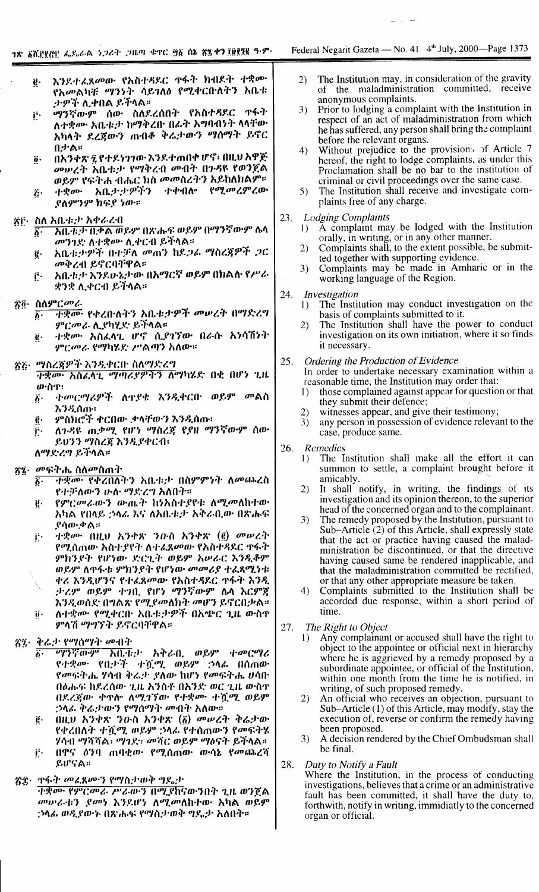፪· እንደተፈጸመው የአስተዳደር ጥፋት ክብደት ተቋሙ የአመልካቹ ማንነት ሳይገለፅ የሚቀርቡለትን አቤቱታዎች ሊቀበል ይችላል።

፫· ማንኛውም ሰው ስለደረሰበት የአስተዳደር ጥፋት ለተቋሙ አቤቱታ ከማቅረቡ በፊት አግባብነት ላላቸው አካላት ደረጃውን ጠብቆ ቅሬታውን ማሰማት ይኖርበታል።

፬· በአንቀጽ ፯ የተደነገገው እንደተጠበቀ ሆኖ፣ በዚህ አዋጅ መሠረት አቤቱታ የማቅረብ መብት በጉዳዩ የወንጀል ወይም የፍትሐ ብሔር ክስ መመስረትን አይከለክልም።

፭· ተቋሙ አቤቱታዎችን ተቀብሎ የሚመረምረው ያለምንም ክፍያ ነው።

፳፫· ስለ አቤቱታ አቀራረብ

፩· አቤቱታ በቃል ወይም በጽሑፍ ወይም በማንኛውም ሌላ መንገድ ለተቋሙ ሊቀርብ ይችላል።

፪· አቤቱታዎች በተቻለ መጠን ከደጋፊ ማስረጃዎች ጋር መቅረብ ይኖርባቸዋል።

፫· አቤቱታ እንደሁኔታው በአማርኛ ወይም በክልሉ የሥራ ቋንቋ ሊቀርብ ይችላል።

፳፬· ስለምርመራ

፩· ተቋሙ የቀረቡለትን አቤቱታዎች መሠረት በማድረግ ምርመራ ሊያካሂድ ይችላል።

፪· ተቋሙ አስፈላጊ ሆኖ ሲያገኘው በራሱ አነሳሽነት ምርመራ የማካሄድ ሥልጣን አለው።

፳፭· ማስረጃዎች እንዲቀርቡ ስለማድረግ

ተቋሙ አስፈላጊ ማጣሪያዎችን ለማካሄድ በቂ በሆነ ጊዜ ውስጥ፦

፩· ተመርማሪዎች ለጥያቄ እንዲቀርቡ ወይም መልስ እንዲሰጡ፣

፪· ምስክሮች ቀርበው ቃላቸውን እንዲሰጡ፣

፫· ለጉዳዩ ጠቃሚ የሆነ ማስረጃ የያዘ ማንኛውም ሰው ይህንን ማስረጃ እንዲያቀርብ፣

ለማድረግ ይችላል።

፳፮· መፍትሔ ስለመስጠት

፩· ተቋሙ የቀረበለትን አቤቱታ በስምምነት ለመጨረስ የተቻለውን ሁሉ ማድረግ አለበት።

፪· የምርመራውን ውጤት ከነአስተያየቱ ለሚመለከተው አካል የበላይ ኃላፊ እና ለአቤቱታ አቅራቢው በጽሑፍ ያሳውቃል።

፫· ተቋሙ በዚህ አንቀጽ ንዑስ አንቀጽ (፪) መሠረት የሚሰጠው አስተያየት ለተፈጸመው የአስተዳደር ጥፋት ምክንያት የሆነው ድርጊት ወይም አሠራር እንዲቆም ወይም ለጥፋቱ ምክንያት የሆነው መመሪያ ተፈጻሚነት ቀሪ እንዲሆንና የተፈጸመው የአስተዳደር ጥፋት እንዲታረም ወይም ተገቢ የሆነ ማንኛውም ሌላ እርምጃ እንዲወሰድ በግልጽ የሚያመለክት መሆን ይኖርበታል።

፬· ለተቋሙ የሚቀርቡ አቤቱታዎች በአጭር ጊዜ ውስጥ ምላሽ ማግኘት ይኖርባቸዋል።

፳፯· ቅሬታ የማሰማት መብት

፩· ማንኛውም አቤቱታ አቅራቢ ወይም ተመርማሪ የተቋሙ የበታች ተሿሚ ወይም ኃላፊ በሰጠው የመፍትሔ ሃሳብ ቅሬታ ያለው ከሆነ የመፍትሔ ሀሳቡ በጽሑፍ ከደረሰው ጊዜ አንስቶ በአንድ ወር ጊዜ ውስጥ በደረጃው ቀጥሎ ለሚገኘው የተቋሙ ተሿሚ ወይም ኃላፊ ቅሬታውን የማሰማት መብት አለው።

፪· በዚህ አንቀጽ ንዑስ አንቀጽ (፩) መሠረት ቅሬታው የቀረበለት ተሿሚ ወይም ኃላፊ የተሰጠውን የመፍትሄ ሃሳብ ማሻሻል፣ ማገድ፣ መሻር ወይም ማፅናት ይችላል።

፫· በዋና ዕንባ ጠባቂው የሚሰጠው ውሳኔ የመጨረሻ ይሆናል።

፳፰· ጥፋት መፈጸሙን የማስታወቅ ግዴታ

ተቋሙ የምርመራ ሥራውን በሚያካሂድበት ጊዜ ወንጀል መሠራቱን ያመነ እንደሆነ ለሚመለከተው አካል ወይም ኃላፊ ወዲያውኑ በጽሑፍ የማስታወቅ ግዴታ አለበት።

2) The Institution may, in consideration of the gravity of the maladministration committed, receive anonymous complaints.

3) Prior to lodging a complaint with the Institution in respect of an act of maladministration from which he has suffered, any person shall bring the complaint before the relevant organs.

4) Without prejudice to the provisions of Article 7 hereof, the right to lodge complaints, as under this Proclamation shall be no bar to the institution of criminal or civil proceedings over the same case.

5) The Institution shall receive and investigate complaints free of any charge.

23. *Lodging Complaints*

1) A complaint may be lodged with the Institution orally, in writing, or in any other manner.

2) Complaints shall, to the extent possible, be submitted together with supporting evidence.

3) Complaints may be made in Amharic or in the working language of the Region.

24. *Investigation*

1) The Institution may conduct investigation on the basis of complaints submitted to it.

2) The Institution shall have the power to conduct investigation on its own initiation, where it so finds it necessary.

25. *Ordering the Production of Evidence*

In order to undertake necessary examination within a reasonable time, the Institution may order that:

1) those complained against appear for question or that they submit their defence;

2) witnesses appear, and give their testimony;

3) any person in possession of evidence relevant to the case, produce same.

26. *Remedies*

1) The Institution shall make all the effort it can summon to settle, a complaint brought before it amicably.

2) It shall notify, in writing, the findings of its investigation and its opinion thereon, to the superior head of the concerned organ and to the complainant.

3) The remedy proposed by the Institution, pursuant to Sub-Article (2) of this Article, shall expressly state that the act or practice having caused the maladministration be discontinued, or that the directive having caused same be rendered inapplicable, and that the maladministration committed be rectified, or that any other appropriate measure be taken.

4) Complaints submitted to the Institution shall be accorded due response, within a short period of time.

27. *The Right to Object*

1) Any complainant or accused shall have the right to object to the appointee or official next in hierarchy where he is aggrieved by a remedy proposed by a subordinate appointee, or official of the Institution, within one month from the time he is notified, in writing, of such proposed remedy.

2) An official who receives an objection, pursuant to Sub-Article (1) of this Article, may modify, stay the execution of, reverse or confirm the remedy having been proposed.

3) A decision rendered by the Chief Ombudsman shall be final.

28. *Duty to Notify a Fault*

Where the Institution, in the process of conducting investigations, believes that a crime or an administrative fault has been committed, it shall have the duty to, forthwith, notify in writing, immidiatly to the concerned organ or official.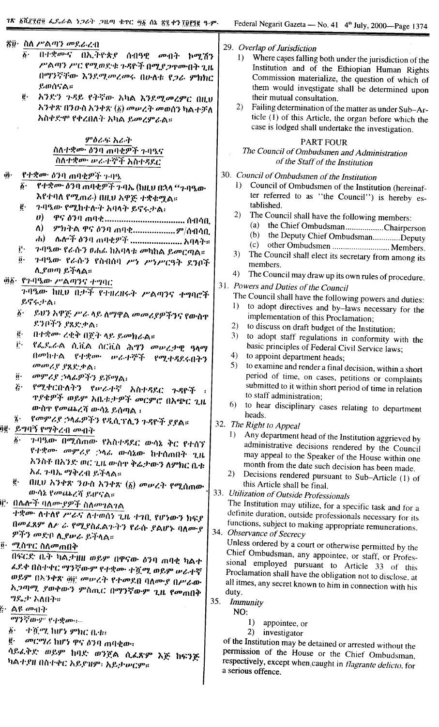፳፱· ስለ ሥልጣን መደራረብ

፩· በተቋሙና በኢትዮጵያ ሰብዓዊ መብት ኮሚሽን ሥልጣን ሥር የሚወድቁ ጉዳዮች በሚያጋጥሙበት ጊዜ በማንኛቸው እንደሚመረመሩ በሁለቱ የጋራ ምክክር ይወሰናል።

፪· አንድን ጉዳይ የትኛው አካል እንደሚመረምር በዚህ አንቀጽ በንዑስ አንቀጽ (፩) መሠረት መወሰን ካልተቻለ አስቀድሞ የቀረበለት አካል ይመረምራል።

29. *Overlap of Jurisdiction*

1) Where cases falling both under the jurisdiction of the Institution and of the Ethiopian Human Rights Commission materialize, the question of which of them would investigate shall be determined upon their mutual consultation.

2) Failing determination of the matter as under Sub-Article (1) of this Article, the organ before which the case is lodged shall undertake the investigation.

## ምዕራፍ አራት
## ስለተቋሙ ዕንባ ጠባቂዎች ጉባዔና ስለተቋሙ ሠራተኞች አስተዳደር

## PART FOUR
## *The Council of Ombudsmen and Administration of the Staff of the Institution*

፴· የተቋሙ ዕንባ ጠባቂዎች ጉባዔ

፩· የተቋሙ ዕንባ ጠባቂዎች ጉባዔ (ከዚህ በኋላ "ጉባዔው" እየተባለ የሚጠራ) በዚህ አዋጅ ተቋቁሟል።

፪· ጉባዔው የሚከተሉት አባላት ይኖሩታል፤

ሀ) ዋና ዕንባ ጠባቂ ................................. ሰብሳቢ

ለ) ምክትል ዋና ዕንባ ጠባቂ .................. ም/ሰብሳቢ

ሐ) ሌሎች ዕንባ ጠባቂዎች ....................... አባላት።

፫· ጉባዔው የራሱን ፀሐፊ ከአባላቱ መካከል ይመርጣል።

፬· ጉባዔው የራሱን የስብሰባ ሥነ ሥርዓት ደንቦች ሊያወጣ ይችላል።

30. *Council of Ombudsmen of the Institution*

1) Council of Ombudsmen of the Institution (hereinafter referred to as "the Council") is hereby established.

2) The Council shall have the following members:

(a) the Chief Ombudsman.................Chairperson

(b) the Deputy Chief Ombudsman.............Deputy

(c) other Ombudsmen ........................... Members.

3) The Council shall elect its secretary from among its members.

4) The Council may draw up its own rules of procedure.

፴፩· የጉባዔው ሥልጣንና ተግባር

ጉባዔው ከዚህ በታች የተዘረዘሩት ሥልጣንና ተግባሮች ይኖሩታል፤

፩· ይህን አዋጅ ሥራ ላይ ለማዋል መመሪያዎችንና የውስጥ ደንቦችን ያጸድቃል፤

፪· በተቋሙ ረቂቅ በጀት ላይ ይመክራል።

፫· የፌዴራል ሲቪል ሰርቪስ ሕግን መሠረታዊ ዓላማ በመከተል የተቋሙ ሠራተኞች የሚተዳደሩበትን መመሪያ ያጸድቃል፤

፬· መምሪያ ኃላፊዎችን ይሾማል፤

፭· የሚቀርቡለትን የሠራተኛ አስተዳደር ጉዳዮች ፣ ጥያቄዎች ወይም አቤቱታዎች መርምሮ በአጭር ጊዜ ውስጥ የመጨረሻ ውሳኔ ይሰጣል ፤

፮· የመምሪያ ኃላፊዎችን የዲሲፕሊን ጉዳዮች ያያል።

31. *Powers and Duties of the Council*

The Council shall have the following powers and duties:

1) to adopt directives and by-laws necessary for the implementation of this Proclamation;

2) to discuss on draft budget of the Institution;

3) to adopt staff regulations in conformity with the basic principles of Federal Civil Service laws;

4) to appoint department heads;

5) to examine and render a final decision, within a short period of time, on cases, petitions or complaints submitted to it within short period of time in relation to staff administration;

6) to hear disciplinary cases relating to department heads.

፴፪· ይግባኝ የማቅረብ መብት

፩· ጉባዔው በሚሰጠው የአስተዳደር ውሳኔ ቅር የተሰኘ የተቋሙ መምሪያ ኃላፊ ውሳኔው ከተሰጠበት ጊዜ አንስቶ በአንድ ወር ጊዜ ውስጥ ቅሬታውን ለምክር ቤቱ አፈ ጉባኤ ማቅረብ ይችላል።

፪· በዚህ አንቀጽ ንዑስ አንቀጽ (፩) መሠረት የሚሰጠው ውሳኔ የመጨረሻ ይሆናል።

32. *The Right to Appeal*

1) Any department head of the Institution aggrieved by administrative decisions rendered by the Council may appeal to the Speaker of the House within one month from the date such decision has been made.

2) Decisions rendered pursuant to Sub-Article (1) of this Article shall be final.

፴፫· በሌሎች ባለሙያዎች ስለመገልገል

ተቋሙ ለተለየ ሥራና ለተወሰነ ጊዜ ተገቢ የሆነውን ክፍያ በመፈጸም ለሥራ የሚያስፈልጉትን የራሱ ያልሆኑ ባለሙያዎችን መድቦ ሊያሠራ ይችላል።

33. *Utilization of Outside Professionals*

The Institution may utilize, for a specific task and for a definite duration, outside professionals necessary for its functions, subject to making appropriate remunerations.

፴፬· ሚስጥር ስለመጠበቅ

በፍርድ ቤት ካልታዘዘ ወይም በዋናው ዕንባ ጠባቂ ካልተፈቀደ በስተቀር ማንኛውም የተቋሙ ተሿሚ ወይም ሠራተኛ ወይም በአንቀጽ ፴፫ መሠረት የተመደበ ባለሙያ በሥራው አጋጣሚ ያወቀውን ምስጢር በማንኛውም ጊዜ የመጠበቅ ግዴታ አለበት።

34. *Observance of Secrecy*

Unless ordered by a court or otherwise permitted by the Chief Ombudsman, any appointee, or staff, or Professional employed pursuant to Article 33 of this Proclamation shall have the obligation not to disclose, at all itmes, any secret known to him in connection with his duty.

፴፭· ልዩ መብት

ማንኛውም የተቋሙ፡-

፩· ተሿሚ ከሆነ ምክር ቤቱ፤

፪· መርማሪ ከሆነ ዋና ዕንባ ጠባቂው፤

ሳይፈቅድ ወይም ከባድ ወንጀል ሲፈጽም እጅ ከፍንጅ ካልተያዘ በስተቀር አይያዝም፡ አይታሠርም።

35. *Immunity*

NO:

1) appointee, or

2) investigator

of the Institution may be detained or arrested without the permission of the House or the Chief Ombudsman, respectively, except when caught in *flagrante delicto*, for a serious offence.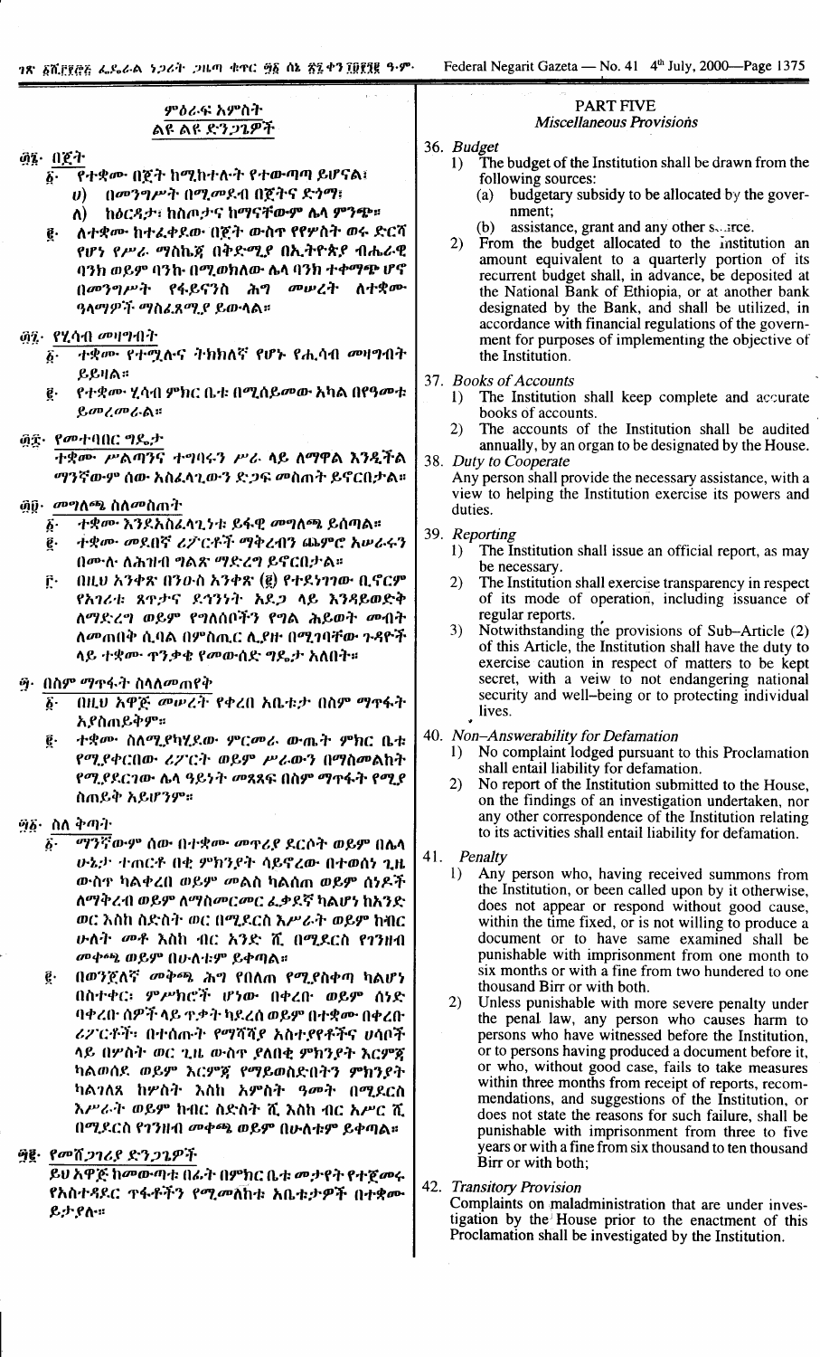ምዕራፍ አምስት
ልዩ ልዩ ድንጋጌዎች

፴፮· በጀት

፩· የተቋሙ በጀት ከሚከተሉት የተውጣጣ ይሆናል፤
  ሀ) በመንግሥት በሚመደብ በጀትና ድጎማ፤
  ለ) ከዕርዳታ፣ ከስጦታና ከማናቸውም ሌላ ምንጭ።

፪· ለተቋሙ ከተፈቀደው በጀት ውስጥ የየሦስት ወሩ ድርሻ የሆነ የሥራ ማስኬጃ በቅድሚያ በኢትዮጵያ ብሔራዊ ባንክ ወይም ባንኩ በሚወክለው ሌላ ባንክ ተቀማጭ ሆኖ በመንግሥት የፋይናንስ ሕግ መሠረት ለተቋሙ ዓላማዎች ማስፈጸሚያ ይውላል።

፴፯· የሂሳብ መዛግብት

፩· ተቋሙ የተሟሉና ትክክለኛ የሆኑ የሒሳብ መዛግብት ይይዛል።

፪· የተቋሙ ሂሳብ ምክር ቤቱ በሚሰይመው አካል በየዓመቱ ይመረመራል።

፴፰· የመተባበር ግዴታ

ተቋሙ ሥልጣንና ተግባሩን ሥራ ላይ ለማዋል እንዲችል ማንኛውም ሰው አስፈላጊውን ድጋፍ በመስጠት ይኖርበታል።

፴፱· መግለጫ ስለመስጠት

፩· ተቋሙ እንደአስፈላጊነቱ ይፋዊ መግለጫ ይሰጣል።

፪· ተቋሙ መደበኛ ሪፖርቶች ማቅረብን ጨምሮ አሠራሩን በሙሉ ለሕዝብ ግልጽ ማድረግ ይኖርበታል።

፫· በዚህ አንቀጽ በንዑስ አንቀጽ (፪) የተደነገገው ቢኖርም የአገሪቱ ጸጥታና ደኅንነት አደጋ ላይ እንዳይወድቅ ለማድረግ ወይም የግለሰቦችን የግል ሕይወት መብት ለመጠበቅ ሲባል በምስጢር ሊያዙ በሚገባቸው ጉዳዮች ላይ ተቋሙ ጥንቃቄ የመውሰድ ግዴታ አለበት።

፵· በስም ማጥፋት ስላለመጠየቅ

፩· በዚህ አዋጅ መሠረት የቀረበ አቤቱታ በስም ማጥፋት አያስጠይቅም።

፪· ተቋሙ ስለሚያካሂደው ምርመራ ውጤት ምክር ቤቱ የሚያቀርበው ሪፖርት ወይም ሥራውን በማስመልከት የሚያደርገው ሌላ ዓይነት መጻጻፍ በስም ማጥፋት የሚያ ስጠይቅ አይሆንም።

፵፩· ስለ ቅጣት

፩· ማንኛውም ሰው በተቋሙ መጥሪያ ደርሶት ወይም በሌላ ሁኔታ ተጠርቶ በቂ ምክንያት ሳይኖረው በተወሰነ ጊዜ ውስጥ ካልቀረበ ወይም መልስ ካልሰጠ ወይም ሰነዶች ለማቅረብ ወይም ለማስመርመር ፈቃደኛ ካልሆነ ከአንድ ወር እስከ ስድስት ወር በሚደርስ እሥራት ወይም ከብር ሁለት መቶ እስከ ብር አንድ ሺ በሚደርስ የገንዘብ መቀጫ ወይም በሁለቱም ይቀጣል።

፪· በወንጀለኛ መቅጫ ሕግ የበለጠ የሚያስቀጣ ካልሆነ በስተቀር፣ በምሥክሮች ሆነው በቀረቡ ወይም ሰነድ ባቀረቡ ሰዎች ላይ ጥቃት ካደረሰ ወይም በተቋሙ በቀረቡ ሪፖርቶች፣ በተሰጡት የማሻሻያ አስተያየቶችና ሀሳቦች ላይ በሦስት ወር ጊዜ ውስጥ ያለበቂ ምክንያት እርምጃ ካልወሰደ ወይም እርምጃ የማይወስድበትን ምክንያት ካልገለጸ ከሦስት እስከ አምስት ዓመት በሚደርስ እሥራት ወይም ከብር ስድስት ሺ እስከ ብር አሥር ሺ በሚደርስ የገንዘብ መቀጫ ወይም በሁለቱም ይቀጣል።

፵፪· የመሸጋገሪያ ድንጋጌዎች

ይህ አዋጅ ከመውጣቱ በፊት በምክር ቤቱ መታየት የተጀመሩ የአስተዳደር ጥፋቶችን የሚመለከቱ አቤቱታዎች በተቋሙ ይታያሉ።

# PART FIVE
## Miscellaneous Provisions

36. *Budget*

1) The budget of the Institution shall be drawn from the following sources:
   (a) budgetary subsidy to be allocated by the government;
   (b) assistance, grant and any other source.

2) From the budget allocated to the institution an amount equivalent to a quarterly portion of its recurrent budget shall, in advance, be deposited at the National Bank of Ethiopia, or at another bank designated by the Bank, and shall be utilized, in accordance with financial regulations of the government for purposes of implementing the objective of the Institution.

37. *Books of Accounts*

1) The Institution shall keep complete and accurate books of accounts.

2) The accounts of the Institution shall be audited annually, by an organ to be designated by the House.

38. *Duty to Cooperate*

Any person shall provide the necessary assistance, with a view to helping the Institution exercise its powers and duties.

39. *Reporting*

1) The Institution shall issue an official report, as may be necessary.

2) The Institution shall exercise transparency in respect of its mode of operation, including issuance of regular reports.

3) Notwithstanding the provisions of Sub-Article (2) of this Article, the Institution shall have the duty to exercise caution in respect of matters to be kept secret, with a veiw to not endangering national security and well-being or to protecting individual lives.

40. *Non-Answerability for Defamation*

1) No complaint lodged pursuant to this Proclamation shall entail liability for defamation.

2) No report of the Institution submitted to the House, on the findings of an investigation undertaken, nor any other correspondence of the Institution relating to its activities shall entail liability for defamation.

41. *Penalty*

1) Any person who, having received summons from the Institution, or been called upon by it otherwise, does not appear or respond without good cause, within the time fixed, or is not willing to produce a document or to have same examined shall be punishable with imprisonment from one month to six months or with a fine from two hundered to one thousand Birr or with both.

2) Unless punishable with more severe penalty under the penal law, any person who causes harm to persons who have witnessed before the Institution, or to persons having produced a document before it, or who, without good case, fails to take measures within three months from receipt of reports, recommendations, and suggestions of the Institution, or does not state the reasons for such failure, shall be punishable with imprisonment from three to five years or with a fine from six thousand to ten thousand Birr or with both;

42. *Transitory Provision*

Complaints on maladministration that are under investigation by the House prior to the enactment of this Proclamation shall be investigated by the Institution.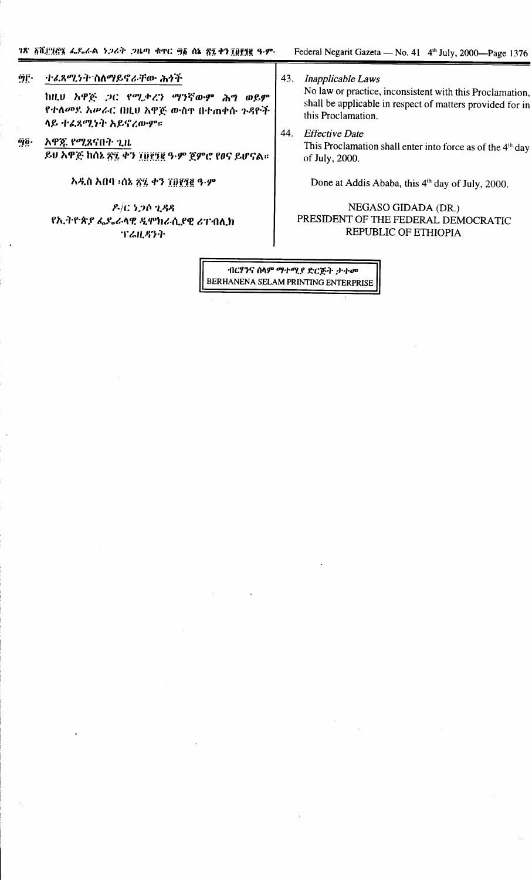፵፫· ተፈጻሚነት ስለማይኖራቸው ሕጎች

ከዚህ አዋጅ ጋር የሚቃረን ማንኛውም ሕግ ወይም የተለመደ አሠራር በዚህ አዋጅ ውስጥ በተጠቀሱ ጉዳዮች ላይ ተፈጻሚነት አይኖረውም።

፵፬· አዋጁ የሚጸናበት ጊዜ

ይህ አዋጅ ከሰኔ ፳፯ ቀን ፲፱፻፺፪ ዓ·ም ጀምሮ የፀና ይሆናል።

አዲስ አበባ ሰኔ ፳፯ ቀን ፲፱፻፺፪ ዓ·ም

ዶ/ር ነጋሶ ጊዳዳ
የኢትዮጵያ ፌዴራላዊ ዲሞክራሲያዊ ሪፐብሊክ ፕሬዚዳንት

43. *Inapplicable Laws*

No law or practice, inconsistent with this Proclamation, shall be applicable in respect of matters provided for in this Proclamation.

44. *Effective Date*

This Proclamation shall enter into force as of the 4th day of July, 2000.

Done at Addis Ababa, this 4th day of July, 2000.

NEGASO GIDADA (DR.)
PRESIDENT OF THE FEDERAL DEMOCRATIC REPUBLIC OF ETHIOPIA

ብርሃንና ሰላም ማተሚያ ድርጅት ታተመ
BERHANENA SELAM PRINTING ENTERPRISE